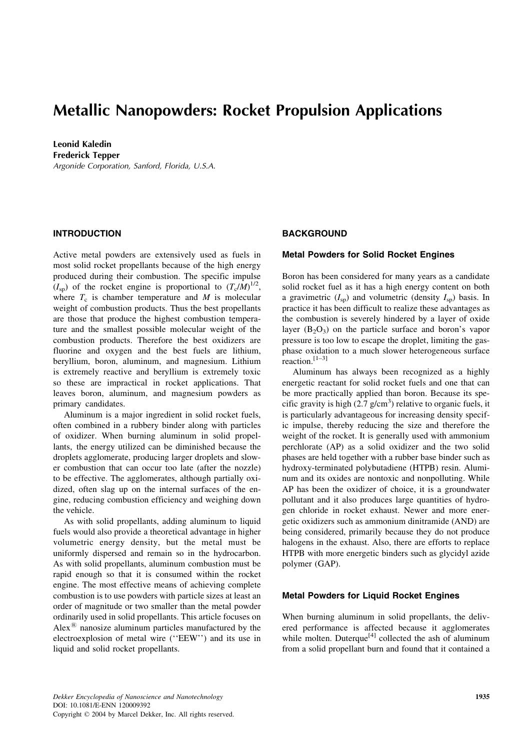# Metallic Nanopowders: Rocket Propulsion Applications

**Leonid Kaledin**
**Frederick Tepper**
*Argonide Corporation, Sanford, Florida, U.S.A.*

## INTRODUCTION

Active metal powders are extensively used as fuels in most solid rocket propellants because of the high energy produced during their combustion. The specific impulse ($I_{sp}$) of the rocket engine is proportional to $(T_c/M)^{1/2}$, where $T_c$ is chamber temperature and $M$ is molecular weight of combustion products. Thus the best propellants are those that produce the highest combustion temperature and the smallest possible molecular weight of the combustion products. Therefore the best oxidizers are fluorine and oxygen and the best fuels are lithium, beryllium, boron, aluminum, and magnesium. Lithium is extremely reactive and beryllium is extremely toxic so these are impractical in rocket applications. That leaves boron, aluminum, and magnesium powders as primary candidates.

Aluminum is a major ingredient in solid rocket fuels, often combined in a rubbery binder along with particles of oxidizer. When burning aluminum in solid propellants, the energy utilized can be diminished because the droplets agglomerate, producing larger droplets and slower combustion that can occur too late (after the nozzle) to be effective. The agglomerates, although partially oxidized, often slag up on the internal surfaces of the engine, reducing combustion efficiency and weighing down the vehicle.

As with solid propellants, adding aluminum to liquid fuels would also provide a theoretical advantage in higher volumetric energy density, but the metal must be uniformly dispersed and remain so in the hydrocarbon. As with solid propellants, aluminum combustion must be rapid enough so that it is consumed within the rocket engine. The most effective means of achieving complete combustion is to use powders with particle sizes at least an order of magnitude or two smaller than the metal powder ordinarily used in solid propellants. This article focuses on Alex® nanosize aluminum particles manufactured by the electroexplosion of metal wire (''EEW'') and its use in liquid and solid rocket propellants.

## BACKGROUND

### Metal Powders for Solid Rocket Engines

Boron has been considered for many years as a candidate solid rocket fuel as it has a high energy content on both a gravimetric ($I_{sp}$) and volumetric (density $I_{sp}$) basis. In practice it has been difficult to realize these advantages as the combustion is severely hindered by a layer of oxide layer ($B_2O_3$) on the particle surface and boron's vapor pressure is too low to escape the droplet, limiting the gas-phase oxidation to a much slower heterogeneous surface reaction.[1–3]

Aluminum has always been recognized as a highly energetic reactant for solid rocket fuels and one that can be more practically applied than boron. Because its specific gravity is high (2.7 g/cm$^3$) relative to organic fuels, it is particularly advantageous for increasing density specific impulse, thereby reducing the size and therefore the weight of the rocket. It is generally used with ammonium perchlorate (AP) as a solid oxidizer and the two solid phases are held together with a rubber base binder such as hydroxy-terminated polybutadiene (HTPB) resin. Aluminum and its oxides are nontoxic and nonpolluting. While AP has been the oxidizer of choice, it is a groundwater pollutant and it also produces large quantities of hydrogen chloride in rocket exhaust. Newer and more energetic oxidizers such as ammonium dinitramide (AND) are being considered, primarily because they do not produce halogens in the exhaust. Also, there are efforts to replace HTPB with more energetic binders such as glycidyl azide polymer (GAP).

### Metal Powders for Liquid Rocket Engines

When burning aluminum in solid propellants, the delivered performance is affected because it agglomerates while molten. Duterque[4] collected the ash of aluminum from a solid propellant burn and found that it contained a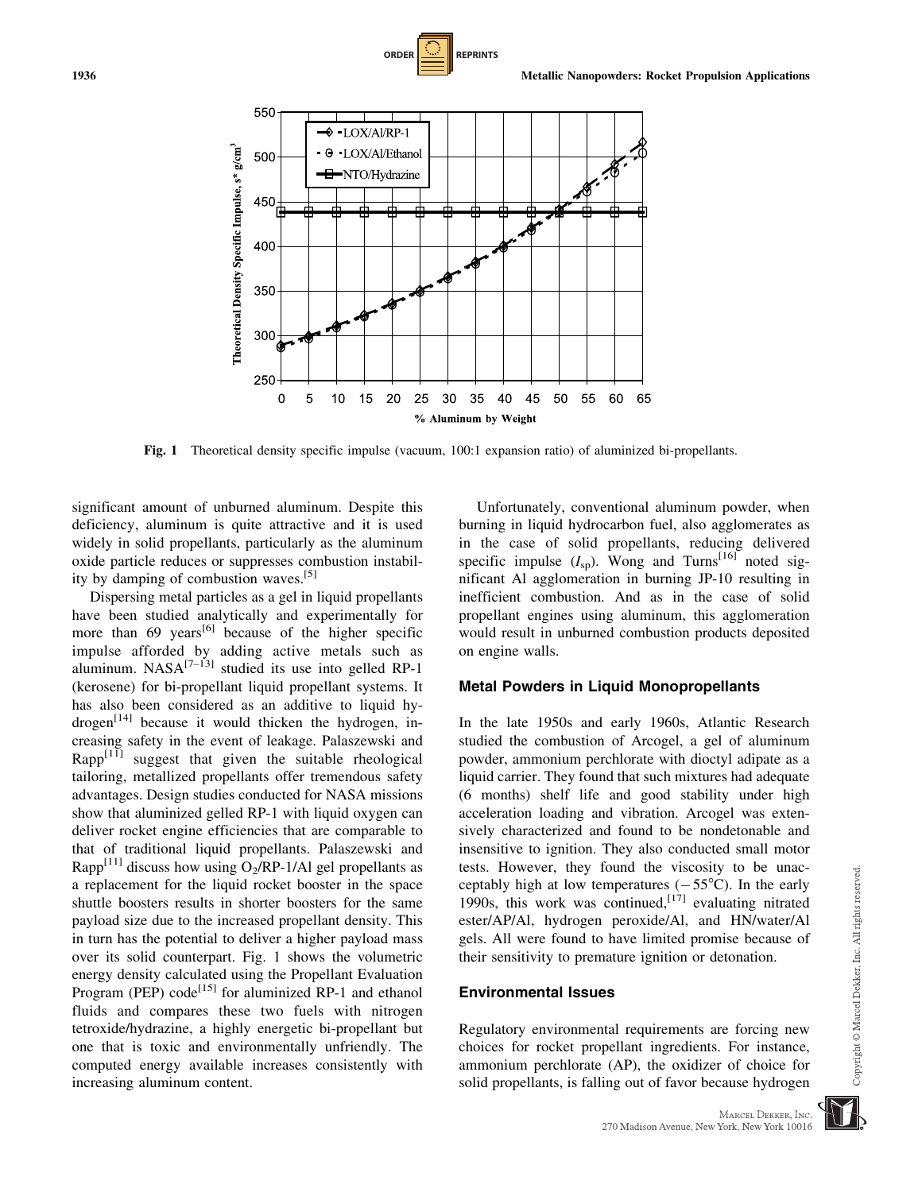Fig. 1 Theoretical density specific impulse (vacuum, 100:1 expansion ratio) of aluminized bi-propellants.

significant amount of unburned aluminum. Despite this deficiency, aluminum is quite attractive and it is used widely in solid propellants, particularly as the aluminum oxide particle reduces or suppresses combustion instability by damping of combustion waves.[5]

Dispersing metal particles as a gel in liquid propellants have been studied analytically and experimentally for more than 69 years[6] because of the higher specific impulse afforded by adding active metals such as aluminum. NASA[7–13] studied its use into gelled RP-1 (kerosene) for bi-propellant liquid propellant systems. It has also been considered as an additive to liquid hydrogen[14] because it would thicken the hydrogen, increasing safety in the event of leakage. Palaszewski and Rapp[11] suggest that given the suitable rheological tailoring, metallized propellants offer tremendous safety advantages. Design studies conducted for NASA missions show that aluminized gelled RP-1 with liquid oxygen can deliver rocket engine efficiencies that are comparable to that of traditional liquid propellants. Palaszewski and Rapp[11] discuss how using $O_2$/RP-1/Al gel propellants as a replacement for the liquid rocket booster in the space shuttle boosters results in shorter boosters for the same payload size due to the increased propellant density. This in turn has the potential to deliver a higher payload mass over its solid counterpart. Fig. 1 shows the volumetric energy density calculated using the Propellant Evaluation Program (PEP) code[15] for aluminized RP-1 and ethanol fluids and compares these two fuels with nitrogen tetroxide/hydrazine, a highly energetic bi-propellant but one that is toxic and environmentally unfriendly. The computed energy available increases consistently with increasing aluminum content.

Unfortunately, conventional aluminum powder, when burning in liquid hydrocarbon fuel, also agglomerates as in the case of solid propellants, reducing delivered specific impulse ($I_{sp}$). Wong and Turns[16] noted significant Al agglomeration in burning JP-10 resulting in inefficient combustion. And as in the case of solid propellant engines using aluminum, this agglomeration would result in unburned combustion products deposited on engine walls.

### Metal Powders in Liquid Monopropellants

In the late 1950s and early 1960s, Atlantic Research studied the combustion of Arcogel, a gel of aluminum powder, ammonium perchlorate with dioctyl adipate as a liquid carrier. They found that such mixtures had adequate (6 months) shelf life and good stability under high acceleration loading and vibration. Arcogel was extensively characterized and found to be nondetonable and insensitive to ignition. They also conducted small motor tests. However, they found the viscosity to be unacceptably high at low temperatures (−55°C). In the early 1990s, this work was continued,[17] evaluating nitrated ester/AP/Al, hydrogen peroxide/Al, and HN/water/Al gels. All were found to have limited promise because of their sensitivity to premature ignition or detonation.

### Environmental Issues

Regulatory environmental requirements are forcing new choices for rocket propellant ingredients. For instance, ammonium perchlorate (AP), the oxidizer of choice for solid propellants, is falling out of favor because hydrogen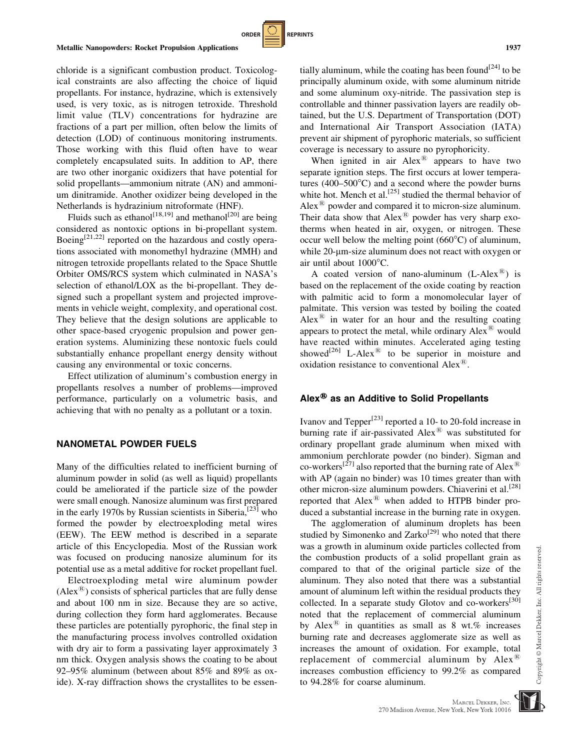chloride is a significant combustion product. Toxicological constraints are also affecting the choice of liquid propellants. For instance, hydrazine, which is extensively used, is very toxic, as is nitrogen tetroxide. Threshold limit value (TLV) concentrations for hydrazine are fractions of a part per million, often below the limits of detection (LOD) of continuous monitoring instruments. Those working with this fluid often have to wear completely encapsulated suits. In addition to AP, there are two other inorganic oxidizers that have potential for solid propellants—ammonium nitrate (AN) and ammonium dinitramide. Another oxidizer being developed in the Netherlands is hydrazinium nitroformate (HNF).

Fluids such as ethanol[18,19] and methanol[20] are being considered as nontoxic options in bi-propellant system. Boeing[21,22] reported on the hazardous and costly operations associated with monomethyl hydrazine (MMH) and nitrogen tetroxide propellants related to the Space Shuttle Orbiter OMS/RCS system which culminated in NASA's selection of ethanol/LOX as the bi-propellant. They designed such a propellant system and projected improvements in vehicle weight, complexity, and operational cost. They believe that the design solutions are applicable to other space-based cryogenic propulsion and power generation systems. Aluminizing these nontoxic fuels could substantially enhance propellant energy density without causing any environmental or toxic concerns.

Effect utilization of aluminum's combustion energy in propellants resolves a number of problems—improved performance, particularly on a volumetric basis, and achieving that with no penalty as a pollutant or a toxin.

## NANOMETAL POWDER FUELS

Many of the difficulties related to inefficient burning of aluminum powder in solid (as well as liquid) propellants could be ameliorated if the particle size of the powder were small enough. Nanosize aluminum was first prepared in the early 1970s by Russian scientists in Siberia,[23] who formed the powder by electroexploding metal wires (EEW). The EEW method is described in a separate article of this Encyclopedia. Most of the Russian work was focused on producing nanosize aluminum for its potential use as a metal additive for rocket propellant fuel.

Electroexploding metal wire aluminum powder (Alex®) consists of spherical particles that are fully dense and about 100 nm in size. Because they are so active, during collection they form hard agglomerates. Because these particles are potentially pyrophoric, the final step in the manufacturing process involves controlled oxidation with dry air to form a passivating layer approximately 3 nm thick. Oxygen analysis shows the coating to be about 92–95% aluminum (between about 85% and 89% as oxide). X-ray diffraction shows the crystallites to be essentially aluminum, while the coating has been found[24] to be principally aluminum oxide, with some aluminum nitride and some aluminum oxy-nitride. The passivation step is controllable and thinner passivation layers are readily obtained, but the U.S. Department of Transportation (DOT) and International Air Transport Association (IATA) prevent air shipment of pyrophoric materials, so sufficient coverage is necessary to assure no pyrophoricity.

When ignited in air Alex® appears to have two separate ignition steps. The first occurs at lower temperatures (400–500°C) and a second where the powder burns white hot. Mench et al.[25] studied the thermal behavior of Alex® powder and compared it to micron-size aluminum. Their data show that Alex® powder has very sharp exotherms when heated in air, oxygen, or nitrogen. These occur well below the melting point (660°C) of aluminum, while 20-μm-size aluminum does not react with oxygen or air until about 1000°C.

A coated version of nano-aluminum (L-Alex®) is based on the replacement of the oxide coating by reaction with palmitic acid to form a monomolecular layer of palmitate. This version was tested by boiling the coated Alex® in water for an hour and the resulting coating appears to protect the metal, while ordinary Alex® would have reacted within minutes. Accelerated aging testing showed[26] L-Alex® to be superior in moisture and oxidation resistance to conventional Alex®.

## Alex® as an Additive to Solid Propellants

Ivanov and Tepper[23] reported a 10- to 20-fold increase in burning rate if air-passivated Alex® was substituted for ordinary propellant grade aluminum when mixed with ammonium perchlorate powder (no binder). Sigman and co-workers[27] also reported that the burning rate of Alex® with AP (again no binder) was 10 times greater than with other micron-size aluminum powders. Chiaverini et al.[28] reported that Alex® when added to HTPB binder produced a substantial increase in the burning rate in oxygen.

The agglomeration of aluminum droplets has been studied by Simonenko and Zarko[29] who noted that there was a growth in aluminum oxide particles collected from the combustion products of a solid propellant grain as compared to that of the original particle size of the aluminum. They also noted that there was a substantial amount of aluminum left within the residual products they collected. In a separate study Glotov and co-workers[30] noted that the replacement of commercial aluminum by Alex® in quantities as small as 8 wt.% increases burning rate and decreases agglomerate size as well as increases the amount of oxidation. For example, total replacement of commercial aluminum by Alex® increases combustion efficiency to 99.2% as compared to 94.28% for coarse aluminum.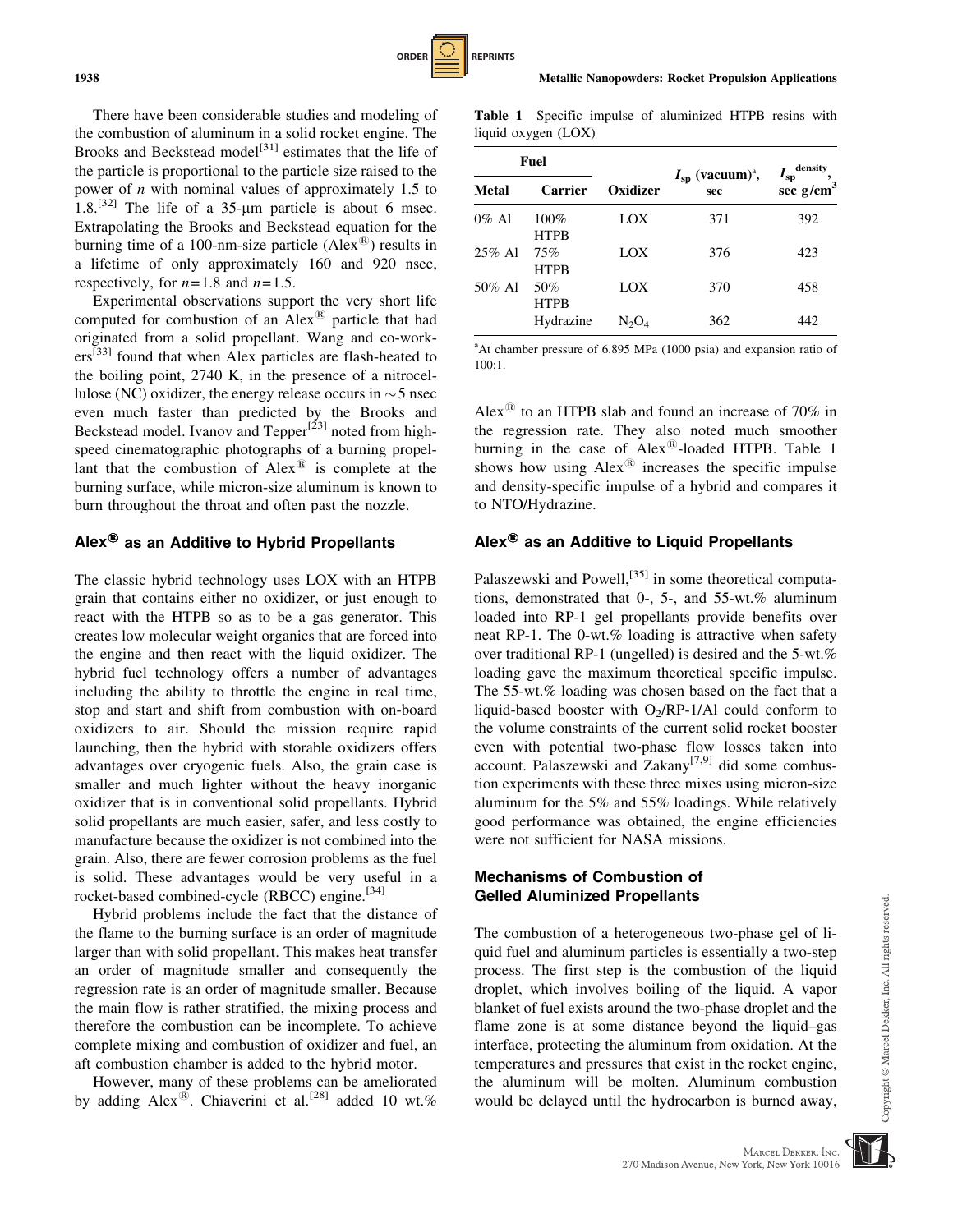There have been considerable studies and modeling of the combustion of aluminum in a solid rocket engine. The Brooks and Beckstead model[31] estimates that the life of the particle is proportional to the particle size raised to the power of $n$ with nominal values of approximately 1.5 to 1.8.[32] The life of a 35-μm particle is about 6 msec. Extrapolating the Brooks and Beckstead equation for the burning time of a 100-nm-size particle (Alex®) results in a lifetime of only approximately 160 and 920 nsec, respectively, for $n=1.8$ and $n=1.5$.

Experimental observations support the very short life computed for combustion of an Alex® particle that had originated from a solid propellant. Wang and co-workers[33] found that when Alex particles are flash-heated to the boiling point, 2740 K, in the presence of a nitrocellulose (NC) oxidizer, the energy release occurs in ~5 nsec even much faster than predicted by the Brooks and Beckstead model. Ivanov and Tepper[23] noted from high-speed cinematographic photographs of a burning propellant that the combustion of Alex® is complete at the burning surface, while micron-size aluminum is known to burn throughout the throat and often past the nozzle.

## Alex® as an Additive to Hybrid Propellants

The classic hybrid technology uses LOX with an HTPB grain that contains either no oxidizer, or just enough to react with the HTPB so as to be a gas generator. This creates low molecular weight organics that are forced into the engine and then react with the liquid oxidizer. The hybrid fuel technology offers a number of advantages including the ability to throttle the engine in real time, stop and start and shift from combustion with on-board oxidizers to air. Should the mission require rapid launching, then the hybrid with storable oxidizers offers advantages over cryogenic fuels. Also, the grain case is smaller and much lighter without the heavy inorganic oxidizer that is in conventional solid propellants. Hybrid solid propellants are much easier, safer, and less costly to manufacture because the oxidizer is not combined into the grain. Also, there are fewer corrosion problems as the fuel is solid. These advantages would be very useful in a rocket-based combined-cycle (RBCC) engine.[34]

Hybrid problems include the fact that the distance of the flame to the burning surface is an order of magnitude larger than with solid propellant. This makes heat transfer an order of magnitude smaller and consequently the regression rate is an order of magnitude smaller. Because the main flow is rather stratified, the mixing process and therefore the combustion can be incomplete. To achieve complete mixing and combustion of oxidizer and fuel, an aft combustion chamber is added to the hybrid motor.

However, many of these problems can be ameliorated by adding Alex®. Chiaverini et al.[28] added 10 wt.% Alex® to an HTPB slab and found an increase of 70% in the regression rate. They also noted much smoother burning in the case of Alex®-loaded HTPB. Table 1 shows how using Alex® increases the specific impulse and density-specific impulse of a hybrid and compares it to NTO/Hydrazine.

**Table 1** Specific impulse of aluminized HTPB resins with liquid oxygen (LOX)

| Fuel | | | | |
|---|---|---|---|---|
| Metal | Carrier | Oxidizer | $I_{sp}$ (vacuum)[a], sec | $I_{sp}^{density}$, sec g/cm$^3$ |
| 0% Al | 100% HTPB | LOX | 371 | 392 |
| 25% Al | 75% HTPB | LOX | 376 | 423 |
| 50% Al | 50% HTPB | LOX | 370 | 458 |
| | Hydrazine | $N_2O_4$ | 362 | 442 |

[a]At chamber pressure of 6.895 MPa (1000 psia) and expansion ratio of 100:1.

## Alex® as an Additive to Liquid Propellants

Palaszewski and Powell,[35] in some theoretical computations, demonstrated that 0-, 5-, and 55-wt.% aluminum loaded into RP-1 gel propellants provide benefits over neat RP-1. The 0-wt.% loading is attractive when safety over traditional RP-1 (ungelled) is desired and the 5-wt.% loading gave the maximum theoretical specific impulse. The 55-wt.% loading was chosen based on the fact that a liquid-based booster with $O_2$/RP-1/Al could conform to the volume constraints of the current solid rocket booster even with potential two-phase flow losses taken into account. Palaszewski and Zakany[7,9] did some combustion experiments with these three mixes using micron-size aluminum for the 5% and 55% loadings. While relatively good performance was obtained, the engine efficiencies were not sufficient for NASA missions.

### Mechanisms of Combustion of Gelled Aluminized Propellants

The combustion of a heterogeneous two-phase gel of liquid fuel and aluminum particles is essentially a two-step process. The first step is the combustion of the liquid droplet, which involves boiling of the liquid. A vapor blanket of fuel exists around the two-phase droplet and the flame zone is at some distance beyond the liquid–gas interface, protecting the aluminum from oxidation. At the temperatures and pressures that exist in the rocket engine, the aluminum will be molten. Aluminum combustion would be delayed until the hydrocarbon is burned away,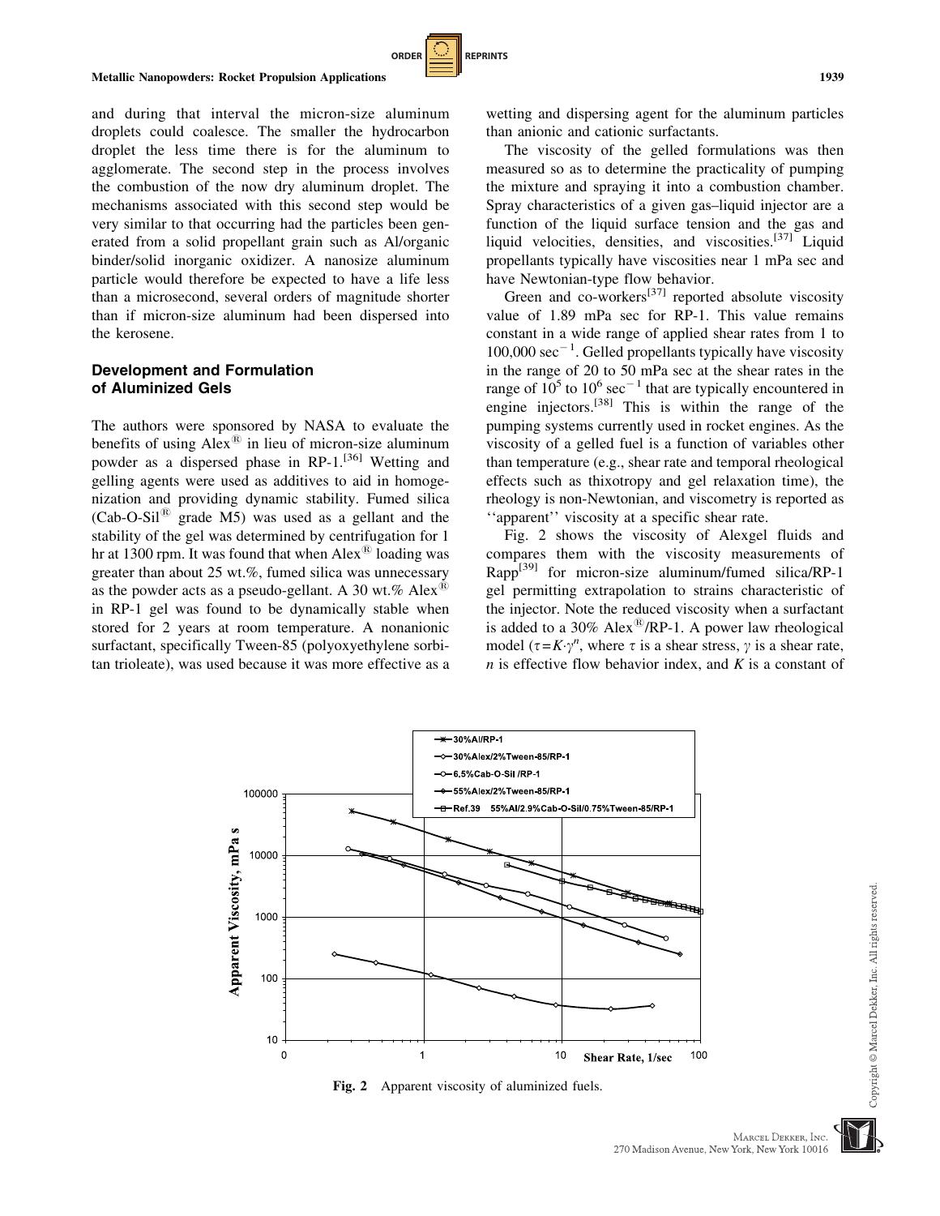and during that interval the micron-size aluminum droplets could coalesce. The smaller the hydrocarbon droplet the less time there is for the aluminum to agglomerate. The second step in the process involves the combustion of the now dry aluminum droplet. The mechanisms associated with this second step would be very similar to that occurring had the particles been generated from a solid propellant grain such as Al/organic binder/solid inorganic oxidizer. A nanosize aluminum particle would therefore be expected to have a life less than a microsecond, several orders of magnitude shorter than if micron-size aluminum had been dispersed into the kerosene.

## Development and Formulation of Aluminized Gels

The authors were sponsored by NASA to evaluate the benefits of using Alex® in lieu of micron-size aluminum powder as a dispersed phase in RP-1.[36] Wetting and gelling agents were used as additives to aid in homogenization and providing dynamic stability. Fumed silica (Cab-O-Sil® grade M5) was used as a gellant and the stability of the gel was determined by centrifugation for 1 hr at 1300 rpm. It was found that when Alex® loading was greater than about 25 wt.%, fumed silica was unnecessary as the powder acts as a pseudo-gellant. A 30 wt.% Alex® in RP-1 gel was found to be dynamically stable when stored for 2 years at room temperature. A nonanionic surfactant, specifically Tween-85 (polyoxyethylene sorbitan trioleate), was used because it was more effective as a wetting and dispersing agent for the aluminum particles than anionic and cationic surfactants.

The viscosity of the gelled formulations was then measured so as to determine the practicality of pumping the mixture and spraying it into a combustion chamber. Spray characteristics of a given gas–liquid injector are a function of the liquid surface tension and the gas and liquid velocities, densities, and viscosities.[37] Liquid propellants typically have viscosities near 1 mPa sec and have Newtonian-type flow behavior.

Green and co-workers[37] reported absolute viscosity value of 1.89 mPa sec for RP-1. This value remains constant in a wide range of applied shear rates from 1 to 100,000 $\sec^{-1}$. Gelled propellants typically have viscosity in the range of 20 to 50 mPa sec at the shear rates in the range of $10^5$ to $10^6$ $\sec^{-1}$ that are typically encountered in engine injectors.[38] This is within the range of the pumping systems currently used in rocket engines. As the viscosity of a gelled fuel is a function of variables other than temperature (e.g., shear rate and temporal rheological effects such as thixotropy and gel relaxation time), the rheology is non-Newtonian, and viscometry is reported as ''apparent'' viscosity at a specific shear rate.

Fig. 2 shows the viscosity of Alexgel fluids and compares them with the viscosity measurements of Rapp[39] for micron-size aluminum/fumed silica/RP-1 gel permitting extrapolation to strains characteristic of the injector. Note the reduced viscosity when a surfactant is added to a 30% Alex®/RP-1. A power law rheological model ($\tau = K \cdot \gamma^n$, where $\tau$ is a shear stress, $\gamma$ is a shear rate, $n$ is effective flow behavior index, and $K$ is a constant of

Fig. 2 Apparent viscosity of aluminized fuels.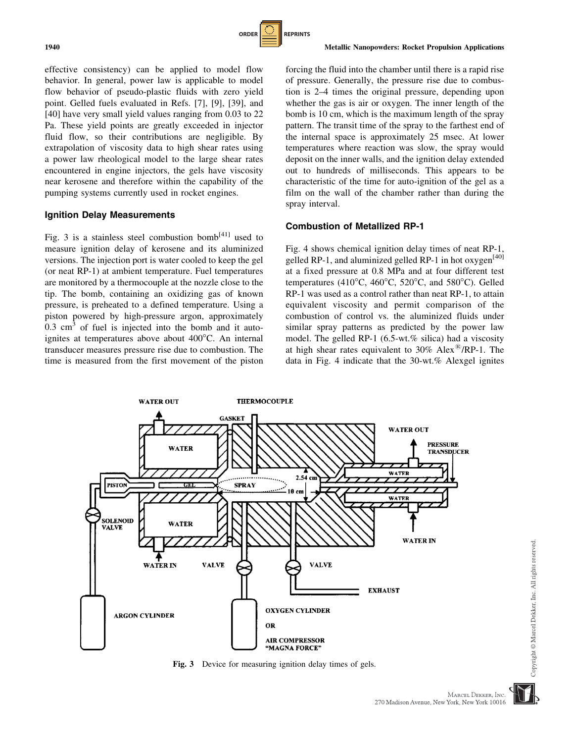effective consistency) can be applied to model flow behavior. In general, power law is applicable to model flow behavior of pseudo-plastic fluids with zero yield point. Gelled fuels evaluated in Refs. [7], [9], [39], and [40] have very small yield values ranging from 0.03 to 22 Pa. These yield points are greatly exceeded in injector fluid flow, so their contributions are negligible. By extrapolation of viscosity data to high shear rates using a power law rheological model to the large shear rates encountered in engine injectors, the gels have viscosity near kerosene and therefore within the capability of the pumping systems currently used in rocket engines.

### Ignition Delay Measurements

Fig. 3 is a stainless steel combustion bomb[41] used to measure ignition delay of kerosene and its aluminized versions. The injection port is water cooled to keep the gel (or neat RP-1) at ambient temperature. Fuel temperatures are monitored by a thermocouple at the nozzle close to the tip. The bomb, containing an oxidizing gas of known pressure, is preheated to a defined temperature. Using a piston powered by high-pressure argon, approximately 0.3 $cm^3$ of fuel is injected into the bomb and it auto-ignites at temperatures above about 400°C. An internal transducer measures pressure rise due to combustion. The time is measured from the first movement of the piston forcing the fluid into the chamber until there is a rapid rise of pressure. Generally, the pressure rise due to combustion is 2–4 times the original pressure, depending upon whether the gas is air or oxygen. The inner length of the bomb is 10 cm, which is the maximum length of the spray pattern. The transit time of the spray to the farthest end of the internal space is approximately 25 msec. At lower temperatures where reaction was slow, the spray would deposit on the inner walls, and the ignition delay extended out to hundreds of milliseconds. This appears to be characteristic of the time for auto-ignition of the gel as a film on the wall of the chamber rather than during the spray interval.

### Combustion of Metallized RP-1

Fig. 4 shows chemical ignition delay times of neat RP-1, gelled RP-1, and aluminized gelled RP-1 in hot oxygen[40] at a fixed pressure at 0.8 MPa and at four different test temperatures (410°C, 460°C, 520°C, and 580°C). Gelled RP-1 was used as a control rather than neat RP-1, to attain equivalent viscosity and permit comparison of the combustion of control vs. the aluminized fluids under similar spray patterns as predicted by the power law model. The gelled RP-1 (6.5-wt.% silica) had a viscosity at high shear rates equivalent to 30% Alex®/RP-1. The data in Fig. 4 indicate that the 30-wt.% Alexgel ignites

**Fig. 3** Device for measuring ignition delay times of gels.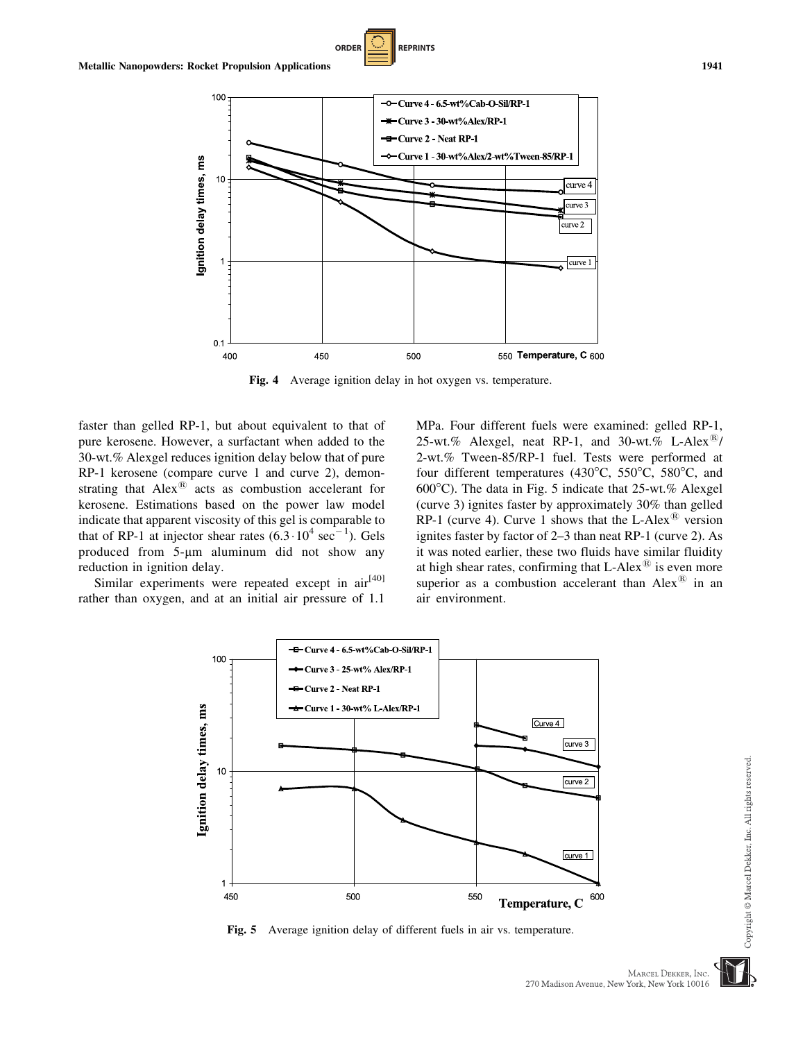**Fig. 4** Average ignition delay in hot oxygen vs. temperature.

faster than gelled RP-1, but about equivalent to that of pure kerosene. However, a surfactant when added to the 30-wt.% Alexgel reduces ignition delay below that of pure RP-1 kerosene (compare curve 1 and curve 2), demonstrating that Alex® acts as combustion accelerant for kerosene. Estimations based on the power law model indicate that apparent viscosity of this gel is comparable to that of RP-1 at injector shear rates ($6.3 \cdot 10^4$ sec$^{-1}$). Gels produced from 5-μm aluminum did not show any reduction in ignition delay.

Similar experiments were repeated except in air[40] rather than oxygen, and at an initial air pressure of 1.1 MPa. Four different fuels were examined: gelled RP-1, 25-wt.% Alexgel, neat RP-1, and 30-wt.% L-Alex®/2-wt.% Tween-85/RP-1 fuel. Tests were performed at four different temperatures (430°C, 550°C, 580°C, and 600°C). The data in Fig. 5 indicate that 25-wt.% Alexgel (curve 3) ignites faster by approximately 30% than gelled RP-1 (curve 4). Curve 1 shows that the L-Alex® version ignites faster by factor of 2–3 than neat RP-1 (curve 2). As it was noted earlier, these two fluids have similar fluidity at high shear rates, confirming that L-Alex® is even more superior as a combustion accelerant than Alex® in an air environment.

**Fig. 5** Average ignition delay of different fuels in air vs. temperature.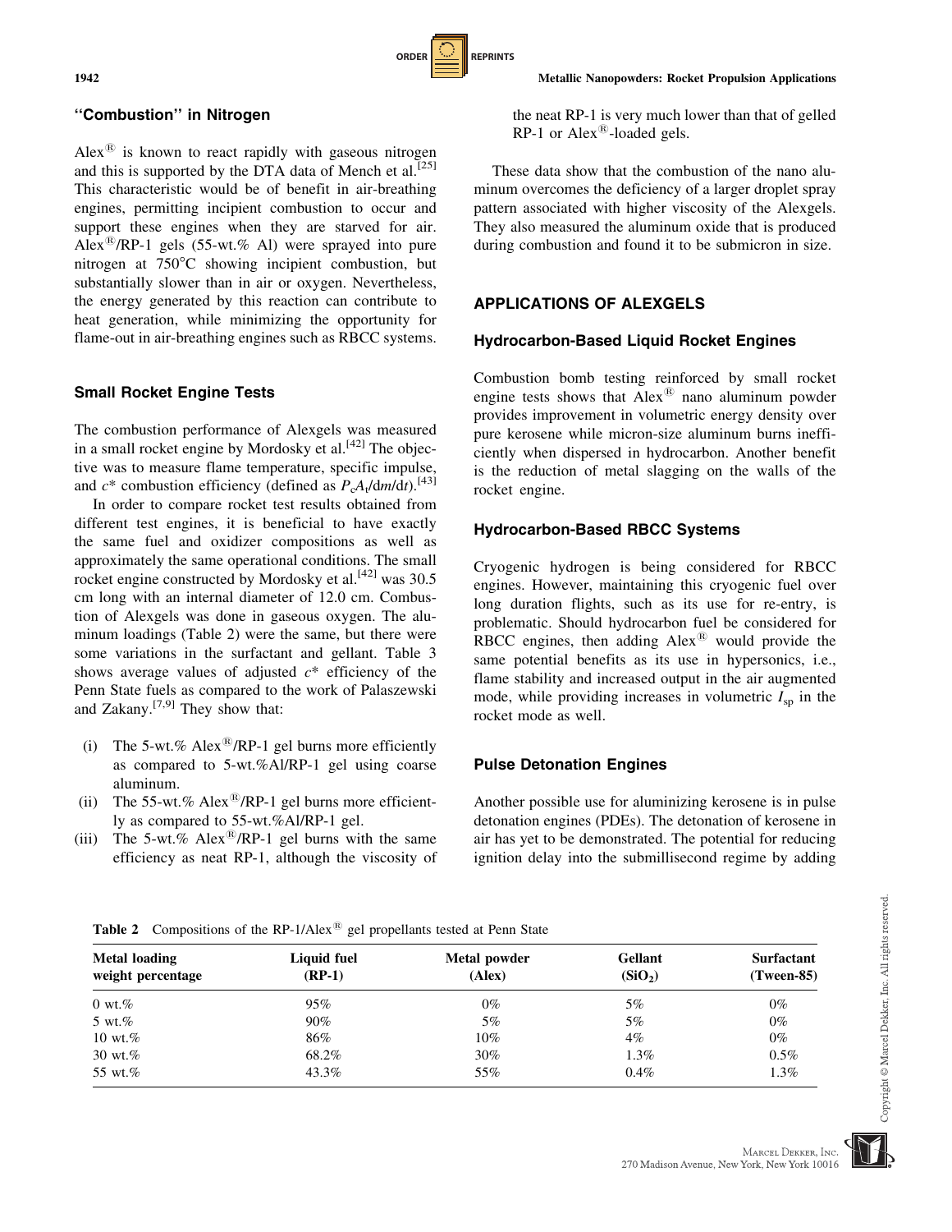### "Combustion" in Nitrogen

Alex® is known to react rapidly with gaseous nitrogen and this is supported by the DTA data of Mench et al.[25] This characteristic would be of benefit in air-breathing engines, permitting incipient combustion to occur and support these engines when they are starved for air. Alex®/RP-1 gels (55-wt.% Al) were sprayed into pure nitrogen at 750°C showing incipient combustion, but substantially slower than in air or oxygen. Nevertheless, the energy generated by this reaction can contribute to heat generation, while minimizing the opportunity for flame-out in air-breathing engines such as RBCC systems.

### Small Rocket Engine Tests

The combustion performance of Alexgels was measured in a small rocket engine by Mordosky et al.[42] The objective was to measure flame temperature, specific impulse, and $c^*$ combustion efficiency (defined as $P_c A_t/\mathrm{d}m/\mathrm{d}t$).[43]

In order to compare rocket test results obtained from different test engines, it is beneficial to have exactly the same fuel and oxidizer compositions as well as approximately the same operational conditions. The small rocket engine constructed by Mordosky et al.[42] was 30.5 cm long with an internal diameter of 12.0 cm. Combustion of Alexgels was done in gaseous oxygen. The aluminum loadings (Table 2) were the same, but there were some variations in the surfactant and gellant. Table 3 shows average values of adjusted $c^*$ efficiency of the Penn State fuels as compared to the work of Palaszewski and Zakany.[7,9] They show that:

(i) The 5-wt.% Alex®/RP-1 gel burns more efficiently as compared to 5-wt.%Al/RP-1 gel using coarse aluminum.
(ii) The 55-wt.% Alex®/RP-1 gel burns more efficiently as compared to 55-wt.%Al/RP-1 gel.
(iii) The 5-wt.% Alex®/RP-1 gel burns with the same efficiency as neat RP-1, although the viscosity of the neat RP-1 is very much lower than that of gelled RP-1 or Alex®-loaded gels.

These data show that the combustion of the nano aluminum overcomes the deficiency of a larger droplet spray pattern associated with higher viscosity of the Alexgels. They also measured the aluminum oxide that is produced during combustion and found it to be submicron in size.

## APPLICATIONS OF ALEXGELS

### Hydrocarbon-Based Liquid Rocket Engines

Combustion bomb testing reinforced by small rocket engine tests shows that Alex® nano aluminum powder provides improvement in volumetric energy density over pure kerosene while micron-size aluminum burns inefficiently when dispersed in hydrocarbon. Another benefit is the reduction of metal slagging on the walls of the rocket engine.

### Hydrocarbon-Based RBCC Systems

Cryogenic hydrogen is being considered for RBCC engines. However, maintaining this cryogenic fuel over long duration flights, such as its use for re-entry, is problematic. Should hydrocarbon fuel be considered for RBCC engines, then adding Alex® would provide the same potential benefits as its use in hypersonics, i.e., flame stability and increased output in the air augmented mode, while providing increases in volumetric $I_{sp}$ in the rocket mode as well.

### Pulse Detonation Engines

Another possible use for aluminizing kerosene is in pulse detonation engines (PDEs). The detonation of kerosene in air has yet to be demonstrated. The potential for reducing ignition delay into the submillisecond regime by adding

**Table 2** Compositions of the RP-1/Alex® gel propellants tested at Penn State

| Metal loading weight percentage | Liquid fuel (RP-1) | Metal powder (Alex) | Gellant ($SiO_2$) | Surfactant (Tween-85) |
|---|---|---|---|---|
| 0 wt.% | 95% | 0% | 5% | 0% |
| 5 wt.% | 90% | 5% | 5% | 0% |
| 10 wt.% | 86% | 10% | 4% | 0% |
| 30 wt.% | 68.2% | 30% | 1.3% | 0.5% |
| 55 wt.% | 43.3% | 55% | 0.4% | 1.3% |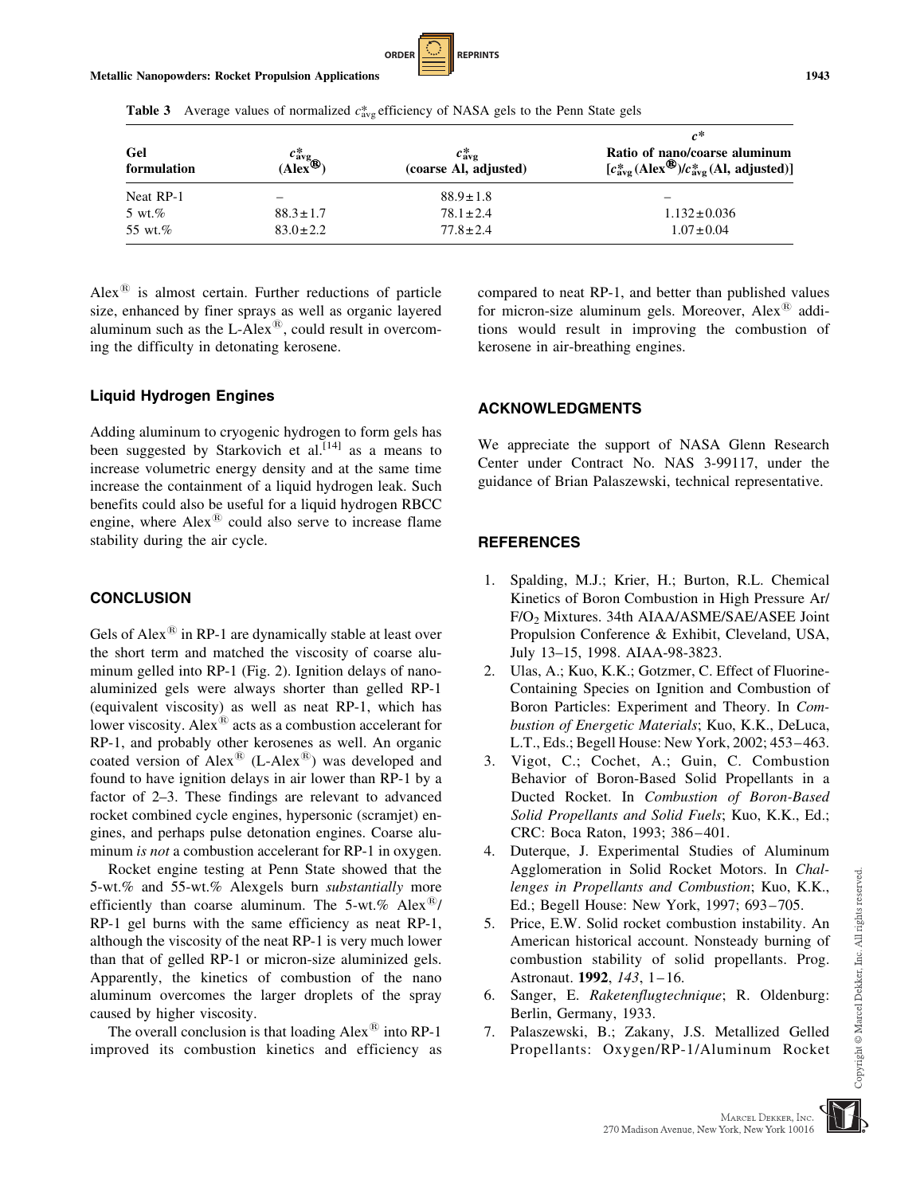**Table 3** Average values of normalized $c^*_{avg}$ efficiency of NASA gels to the Penn State gels

| Gel formulation | $c^*_{avg}$ (Alex®) | $c^*_{avg}$ (coarse Al, adjusted) | $c^*$ Ratio of nano/coarse aluminum [$c^*_{avg}$ (Alex®)/$c^*_{avg}$ (Al, adjusted)] |
|---|---|---|---|
| Neat RP-1 | – | $88.9 \pm 1.8$ | – |
| 5 wt.% | $88.3 \pm 1.7$ | $78.1 \pm 2.4$ | $1.132 \pm 0.036$ |
| 55 wt.% | $83.0 \pm 2.2$ | $77.8 \pm 2.4$ | $1.07 \pm 0.04$ |

Alex® is almost certain. Further reductions of particle size, enhanced by finer sprays as well as organic layered aluminum such as the L-Alex®, could result in overcoming the difficulty in detonating kerosene.

### Liquid Hydrogen Engines

Adding aluminum to cryogenic hydrogen to form gels has been suggested by Starkovich et al.[14] as a means to increase volumetric energy density and at the same time increase the containment of a liquid hydrogen leak. Such benefits could also be useful for a liquid hydrogen RBCC engine, where Alex® could also serve to increase flame stability during the air cycle.

## CONCLUSION

Gels of Alex® in RP-1 are dynamically stable at least over the short term and matched the viscosity of coarse aluminum gelled into RP-1 (Fig. 2). Ignition delays of nano-aluminized gels were always shorter than gelled RP-1 (equivalent viscosity) as well as neat RP-1, which has lower viscosity. Alex® acts as a combustion accelerant for RP-1, and probably other kerosenes as well. An organic coated version of Alex® (L-Alex®) was developed and found to have ignition delays in air lower than RP-1 by a factor of 2–3. These findings are relevant to advanced rocket combined cycle engines, hypersonic (scramjet) engines, and perhaps pulse detonation engines. Coarse aluminum *is not* a combustion accelerant for RP-1 in oxygen.

Rocket engine testing at Penn State showed that the 5-wt.% and 55-wt.% Alexgels burn *substantially* more efficiently than coarse aluminum. The 5-wt.% Alex®/RP-1 gel burns with the same efficiency as neat RP-1, although the viscosity of the neat RP-1 is very much lower than that of gelled RP-1 or micron-size aluminized gels. Apparently, the kinetics of combustion of the nano aluminum overcomes the larger droplets of the spray caused by higher viscosity.

The overall conclusion is that loading Alex® into RP-1 improved its combustion kinetics and efficiency as compared to neat RP-1, and better than published values for micron-size aluminum gels. Moreover, Alex® additions would result in improving the combustion of kerosene in air-breathing engines.

## ACKNOWLEDGMENTS

We appreciate the support of NASA Glenn Research Center under Contract No. NAS 3-99117, under the guidance of Brian Palaszewski, technical representative.

## REFERENCES

1. Spalding, M.J.; Krier, H.; Burton, R.L. Chemical Kinetics of Boron Combustion in High Pressure Ar/$F/O_2$ Mixtures. 34th AIAA/ASME/SAE/ASEE Joint Propulsion Conference & Exhibit, Cleveland, USA, July 13–15, 1998. AIAA-98-3823.
2. Ulas, A.; Kuo, K.K.; Gotzmer, C. Effect of Fluorine-Containing Species on Ignition and Combustion of Boron Particles: Experiment and Theory. In *Combustion of Energetic Materials*; Kuo, K.K., DeLuca, L.T., Eds.; Begell House: New York, 2002; 453–463.
3. Vigot, C.; Cochet, A.; Guin, C. Combustion Behavior of Boron-Based Solid Propellants in a Ducted Rocket. In *Combustion of Boron-Based Solid Propellants and Solid Fuels*; Kuo, K.K., Ed.; CRC: Boca Raton, 1993; 386–401.
4. Duterque, J. Experimental Studies of Aluminum Agglomeration in Solid Rocket Motors. In *Challenges in Propellants and Combustion*; Kuo, K.K., Ed.; Begell House: New York, 1997; 693–705.
5. Price, E.W. Solid rocket combustion instability. An American historical account. Nonsteady burning of combustion stability of solid propellants. Prog. Astronaut. **1992**, *143*, 1–16.
6. Sanger, E. *Raketenflugtechnique*; R. Oldenburg: Berlin, Germany, 1933.
7. Palaszewski, B.; Zakany, J.S. Metallized Gelled Propellants: Oxygen/RP-1/Aluminum Rocket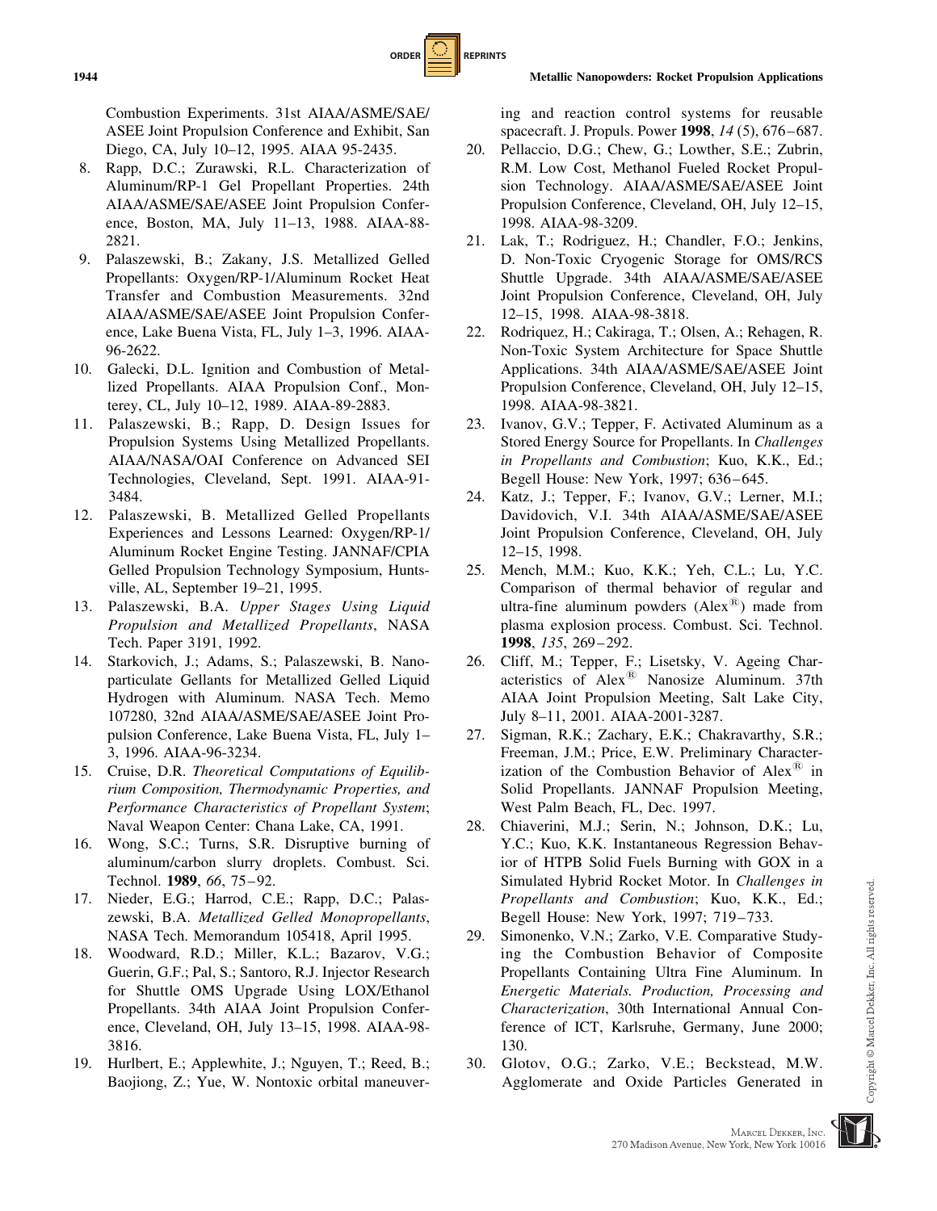Combustion Experiments. 31st AIAA/ASME/SAE/ASEE Joint Propulsion Conference and Exhibit, San Diego, CA, July 10–12, 1995. AIAA 95-2435.

8. Rapp, D.C.; Zurawski, R.L. Characterization of Aluminum/RP-1 Gel Propellant Properties. 24th AIAA/ASME/SAE/ASEE Joint Propulsion Conference, Boston, MA, July 11–13, 1988. AIAA-88-2821.
9. Palaszewski, B.; Zakany, J.S. Metallized Gelled Propellants: Oxygen/RP-1/Aluminum Rocket Heat Transfer and Combustion Measurements. 32nd AIAA/ASME/SAE/ASEE Joint Propulsion Conference, Lake Buena Vista, FL, July 1–3, 1996. AIAA-96-2622.
10. Galecki, D.L. Ignition and Combustion of Metallized Propellants. AIAA Propulsion Conf., Monterey, CL, July 10–12, 1989. AIAA-89-2883.
11. Palaszewski, B.; Rapp, D. Design Issues for Propulsion Systems Using Metallized Propellants. AIAA/NASA/OAI Conference on Advanced SEI Technologies, Cleveland, Sept. 1991. AIAA-91-3484.
12. Palaszewski, B. Metallized Gelled Propellants Experiences and Lessons Learned: Oxygen/RP-1/Aluminum Rocket Engine Testing. JANNAF/CPIA Gelled Propulsion Technology Symposium, Huntsville, AL, September 19–21, 1995.
13. Palaszewski, B.A. *Upper Stages Using Liquid Propulsion and Metallized Propellants*, NASA Tech. Paper 3191, 1992.
14. Starkovich, J.; Adams, S.; Palaszewski, B. Nanoparticulate Gellants for Metallized Gelled Liquid Hydrogen with Aluminum. NASA Tech. Memo 107280, 32nd AIAA/ASME/SAE/ASEE Joint Propulsion Conference, Lake Buena Vista, FL, July 1–3, 1996. AIAA-96-3234.
15. Cruise, D.R. *Theoretical Computations of Equilibrium Composition, Thermodynamic Properties, and Performance Characteristics of Propellant System*; Naval Weapon Center: Chana Lake, CA, 1991.
16. Wong, S.C.; Turns, S.R. Disruptive burning of aluminum/carbon slurry droplets. Combust. Sci. Technol. **1989**, *66*, 75–92.
17. Nieder, E.G.; Harrod, C.E.; Rapp, D.C.; Palaszewski, B.A. *Metallized Gelled Monopropellants*, NASA Tech. Memorandum 105418, April 1995.
18. Woodward, R.D.; Miller, K.L.; Bazarov, V.G.; Guerin, G.F.; Pal, S.; Santoro, R.J. Injector Research for Shuttle OMS Upgrade Using LOX/Ethanol Propellants. 34th AIAA Joint Propulsion Conference, Cleveland, OH, July 13–15, 1998. AIAA-98-3816.
19. Hurlbert, E.; Applewhite, J.; Nguyen, T.; Reed, B.; Baojiong, Z.; Yue, W. Nontoxic orbital maneuvering and reaction control systems for reusable spacecraft. J. Propuls. Power **1998**, *14* (5), 676–687.
20. Pellaccio, D.G.; Chew, G.; Lowther, S.E.; Zubrin, R.M. Low Cost, Methanol Fueled Rocket Propulsion Technology. AIAA/ASME/SAE/ASEE Joint Propulsion Conference, Cleveland, OH, July 12–15, 1998. AIAA-98-3209.
21. Lak, T.; Rodriguez, H.; Chandler, F.O.; Jenkins, D. Non-Toxic Cryogenic Storage for OMS/RCS Shuttle Upgrade. 34th AIAA/ASME/SAE/ASEE Joint Propulsion Conference, Cleveland, OH, July 12–15, 1998. AIAA-98-3818.
22. Rodriquez, H.; Cakiraga, T.; Olsen, A.; Rehagen, R. Non-Toxic System Architecture for Space Shuttle Applications. 34th AIAA/ASME/SAE/ASEE Joint Propulsion Conference, Cleveland, OH, July 12–15, 1998. AIAA-98-3821.
23. Ivanov, G.V.; Tepper, F. Activated Aluminum as a Stored Energy Source for Propellants. In *Challenges in Propellants and Combustion*; Kuo, K.K., Ed.; Begell House: New York, 1997; 636–645.
24. Katz, J.; Tepper, F.; Ivanov, G.V.; Lerner, M.I.; Davidovich, V.I. 34th AIAA/ASME/SAE/ASEE Joint Propulsion Conference, Cleveland, OH, July 12–15, 1998.
25. Mench, M.M.; Kuo, K.K.; Yeh, C.L.; Lu, Y.C. Comparison of thermal behavior of regular and ultra-fine aluminum powders (Alex®) made from plasma explosion process. Combust. Sci. Technol. **1998**, *135*, 269–292.
26. Cliff, M.; Tepper, F.; Lisetsky, V. Ageing Characteristics of Alex® Nanosize Aluminum. 37th AIAA Joint Propulsion Meeting, Salt Lake City, July 8–11, 2001. AIAA-2001-3287.
27. Sigman, R.K.; Zachary, E.K.; Chakravarthy, S.R.; Freeman, J.M.; Price, E.W. Preliminary Characterization of the Combustion Behavior of Alex® in Solid Propellants. JANNAF Propulsion Meeting, West Palm Beach, FL, Dec. 1997.
28. Chiaverini, M.J.; Serin, N.; Johnson, D.K.; Lu, Y.C.; Kuo, K.K. Instantaneous Regression Behavior of HTPB Solid Fuels Burning with GOX in a Simulated Hybrid Rocket Motor. In *Challenges in Propellants and Combustion*; Kuo, K.K., Ed.; Begell House: New York, 1997; 719–733.
29. Simonenko, V.N.; Zarko, V.E. Comparative Studying the Combustion Behavior of Composite Propellants Containing Ultra Fine Aluminum. In *Energetic Materials. Production, Processing and Characterization*, 30th International Annual Conference of ICT, Karlsruhe, Germany, June 2000; 130.
30. Glotov, O.G.; Zarko, V.E.; Beckstead, M.W. Agglomerate and Oxide Particles Generated in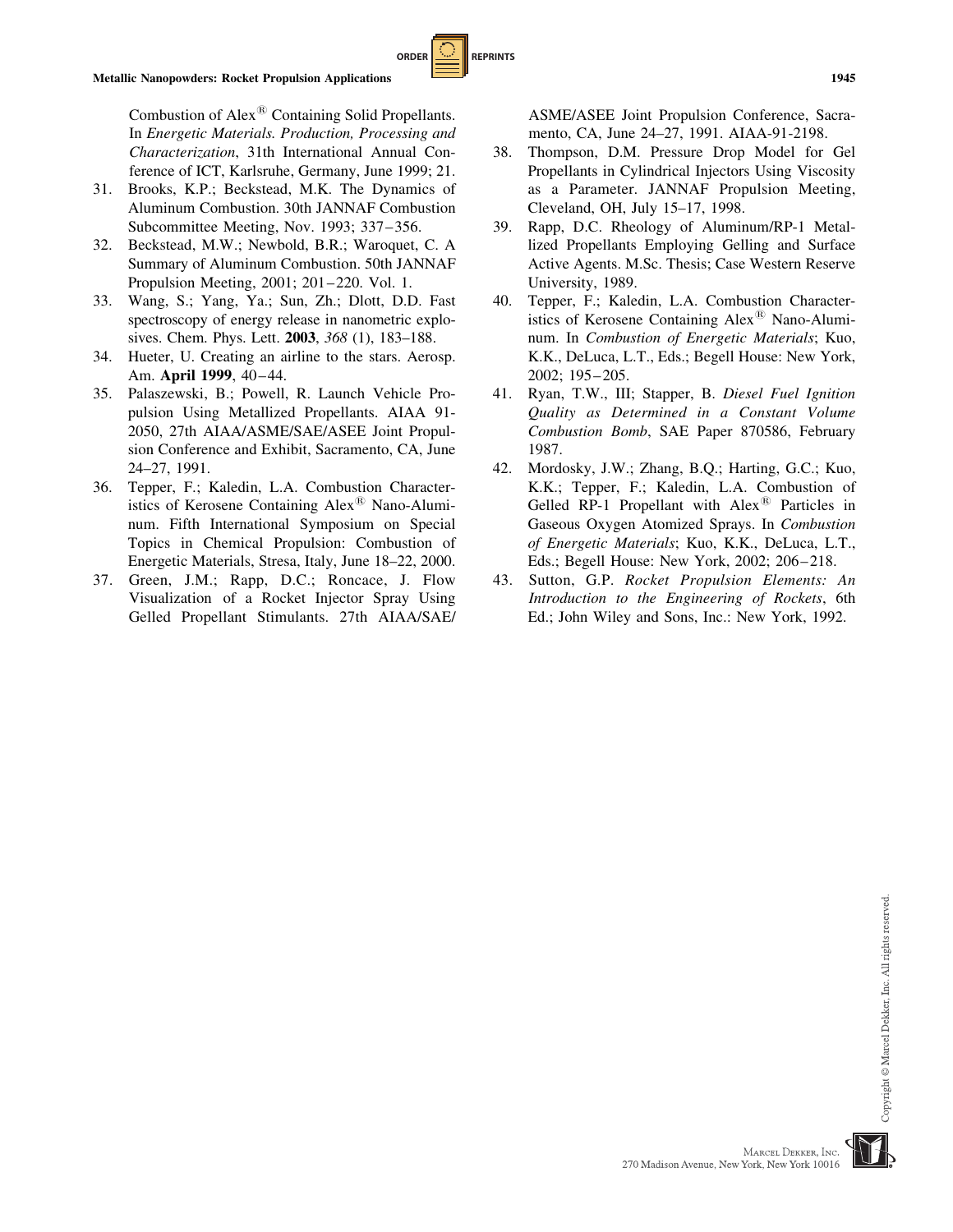Combustion of Alex® Containing Solid Propellants. In *Energetic Materials. Production, Processing and Characterization*, 31th International Annual Conference of ICT, Karlsruhe, Germany, June 1999; 21.

31. Brooks, K.P.; Beckstead, M.K. The Dynamics of Aluminum Combustion. 30th JANNAF Combustion Subcommittee Meeting, Nov. 1993; 337–356.
32. Beckstead, M.W.; Newbold, B.R.; Waroquet, C. A Summary of Aluminum Combustion. 50th JANNAF Propulsion Meeting, 2001; 201–220. Vol. 1.
33. Wang, S.; Yang, Ya.; Sun, Zh.; Dlott, D.D. Fast spectroscopy of energy release in nanometric explosives. Chem. Phys. Lett. **2003**, *368* (1), 183–188.
34. Hueter, U. Creating an airline to the stars. Aerosp. Am. **April 1999**, 40–44.
35. Palaszewski, B.; Powell, R. Launch Vehicle Propulsion Using Metallized Propellants. AIAA 91-2050, 27th AIAA/ASME/SAE/ASEE Joint Propulsion Conference and Exhibit, Sacramento, CA, June 24–27, 1991.
36. Tepper, F.; Kaledin, L.A. Combustion Characteristics of Kerosene Containing Alex® Nano-Aluminum. Fifth International Symposium on Special Topics in Chemical Propulsion: Combustion of Energetic Materials, Stresa, Italy, June 18–22, 2000.
37. Green, J.M.; Rapp, D.C.; Roncace, J. Flow Visualization of a Rocket Injector Spray Using Gelled Propellant Stimulants. 27th AIAA/SAE/ASME/ASEE Joint Propulsion Conference, Sacramento, CA, June 24–27, 1991. AIAA-91-2198.
38. Thompson, D.M. Pressure Drop Model for Gel Propellants in Cylindrical Injectors Using Viscosity as a Parameter. JANNAF Propulsion Meeting, Cleveland, OH, July 15–17, 1998.
39. Rapp, D.C. Rheology of Aluminum/RP-1 Metallized Propellants Employing Gelling and Surface Active Agents. M.Sc. Thesis; Case Western Reserve University, 1989.
40. Tepper, F.; Kaledin, L.A. Combustion Characteristics of Kerosene Containing Alex® Nano-Aluminum. In *Combustion of Energetic Materials*; Kuo, K.K., DeLuca, L.T., Eds.; Begell House: New York, 2002; 195–205.
41. Ryan, T.W., III; Stapper, B. *Diesel Fuel Ignition Quality as Determined in a Constant Volume Combustion Bomb*, SAE Paper 870586, February 1987.
42. Mordosky, J.W.; Zhang, B.Q.; Harting, G.C.; Kuo, K.K.; Tepper, F.; Kaledin, L.A. Combustion of Gelled RP-1 Propellant with Alex® Particles in Gaseous Oxygen Atomized Sprays. In *Combustion of Energetic Materials*; Kuo, K.K., DeLuca, L.T., Eds.; Begell House: New York, 2002; 206–218.
43. Sutton, G.P. *Rocket Propulsion Elements: An Introduction to the Engineering of Rockets*, 6th Ed.; John Wiley and Sons, Inc.: New York, 1992.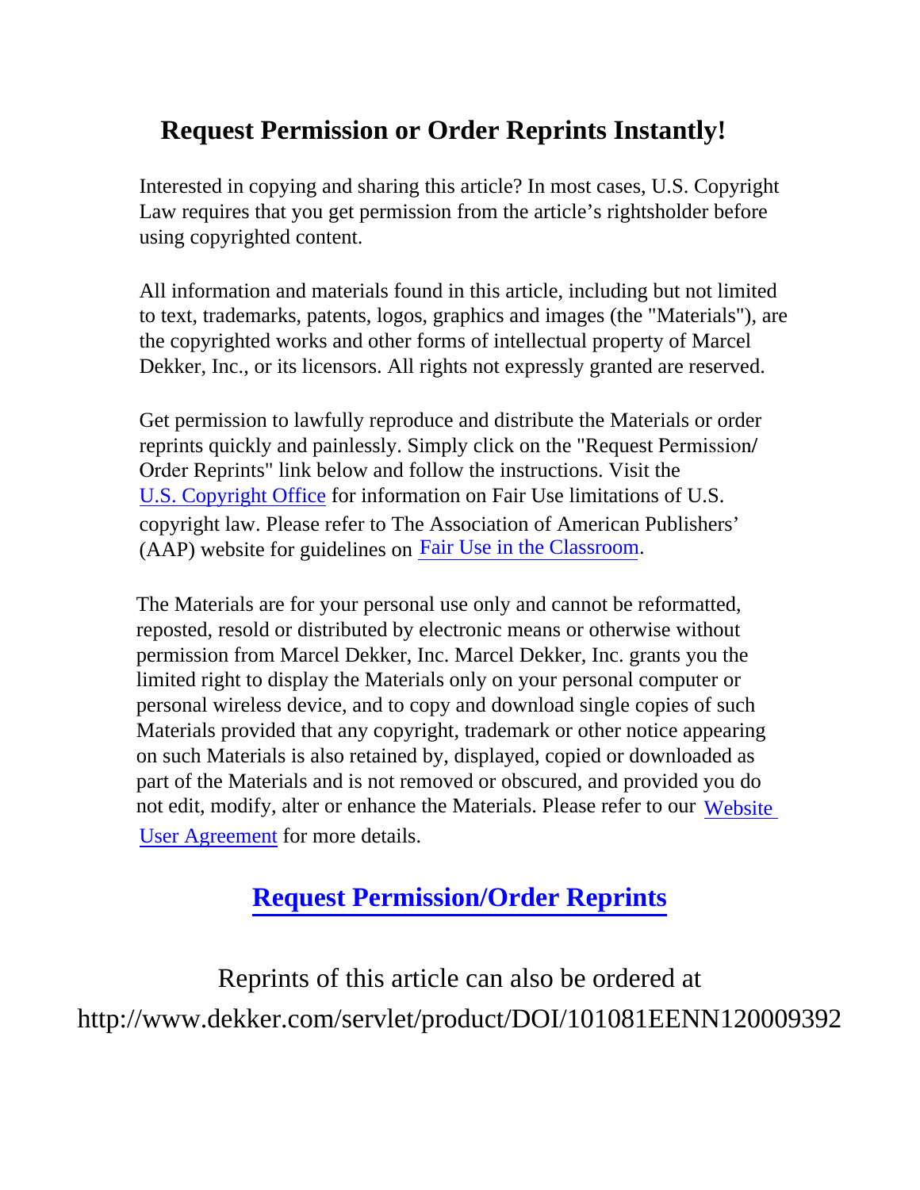# Request Permission or Order Reprints Instantly!

Interested in copying and sharing this article? In most cases, U.S. Copyright Law requires that you get permission from the article's rightsholder before using copyrighted content.

All information and materials found in this article, including but not limited to text, trademarks, patents, logos, graphics and images (the "Materials"), are the copyrighted works and other forms of intellectual property of Marcel Dekker, Inc., or its licensors. All rights not expressly granted are reserved.

Get permission to lawfully reproduce and distribute the Materials or order reprints quickly and painlessly. Simply click on the "Request Permission/ Order Reprints" link below and follow the instructions. Visit the U.S. Copyright Office for information on Fair Use limitations of U.S. copyright law. Please refer to The Association of American Publishers' (AAP) website for guidelines on Fair Use in the Classroom.

The Materials are for your personal use only and cannot be reformatted, reposted, resold or distributed by electronic means or otherwise without permission from Marcel Dekker, Inc. Marcel Dekker, Inc. grants you the limited right to display the Materials only on your personal computer or personal wireless device, and to copy and download single copies of such Materials provided that any copyright, trademark or other notice appearing on such Materials is also retained by, displayed, copied or downloaded as part of the Materials and is not removed or obscured, and provided you do not edit, modify, alter or enhance the Materials. Please refer to our Website User Agreement for more details.

## Request Permission/Order Reprints

Reprints of this article can also be ordered at
http://www.dekker.com/servlet/product/DOI/101081EENN120009392